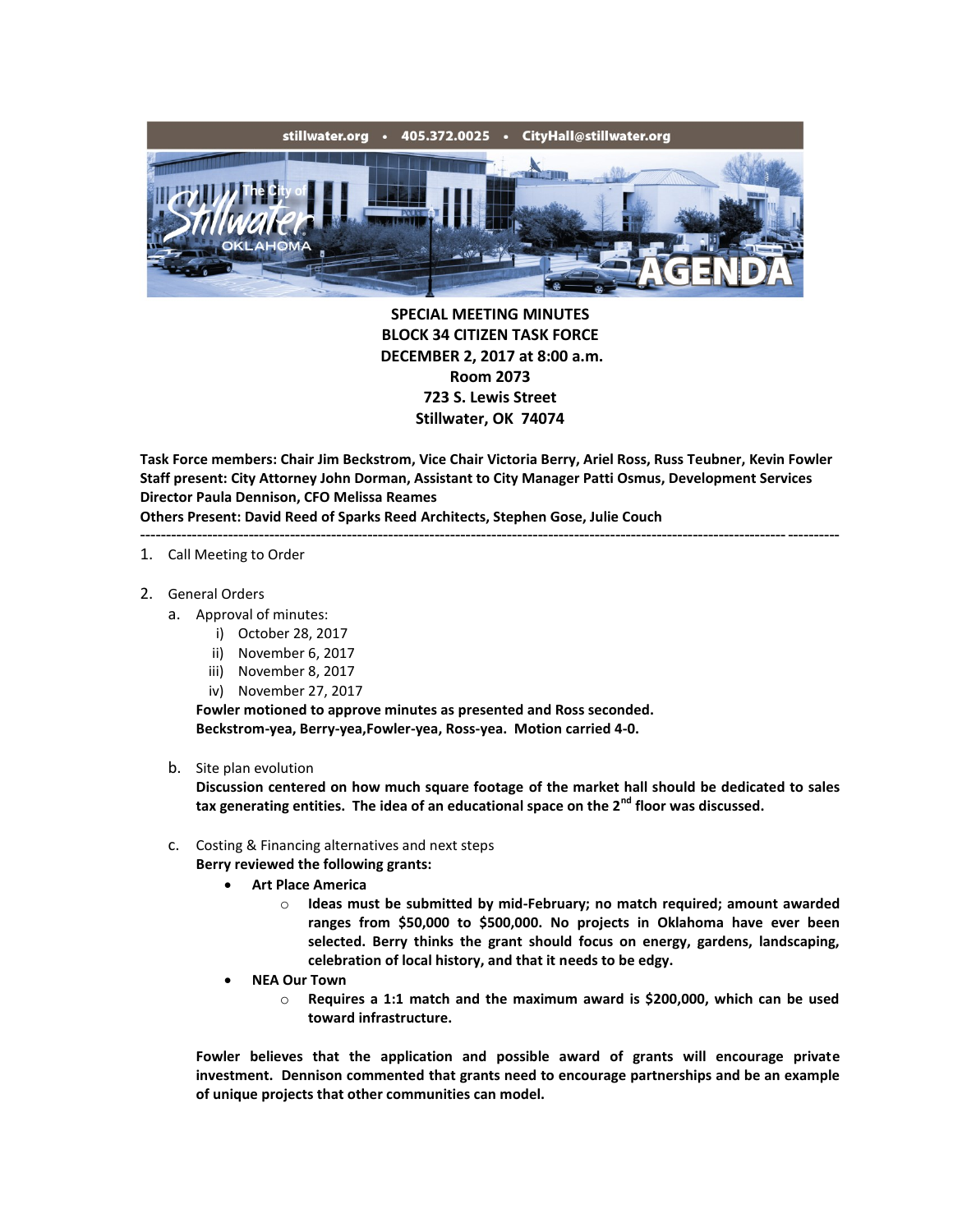stillwater.org • 405.372.0025 • CityHall@stillwater.org

**SPECIAL MEETING MINUTES**
**BLOCK 34 CITIZEN TASK FORCE**
**DECEMBER 2, 2017 at 8:00 a.m.**
**Room 2073**
**723 S. Lewis Street**
**Stillwater, OK 74074**

**Task Force members: Chair Jim Beckstrom, Vice Chair Victoria Berry, Ariel Ross, Russ Teubner, Kevin Fowler**
**Staff present: City Attorney John Dorman, Assistant to City Manager Patti Osmus, Development Services Director Paula Dennison, CFO Melissa Reames**
**Others Present: David Reed of Sparks Reed Architects, Stephen Gose, Julie Couch**

---

1. Call Meeting to Order

2. General Orders
   a. Approval of minutes:
      i) October 28, 2017
      ii) November 6, 2017
      iii) November 8, 2017
      iv) November 27, 2017

      **Fowler motioned to approve minutes as presented and Ross seconded.**
      **Beckstrom-yea, Berry-yea,Fowler-yea, Ross-yea. Motion carried 4-0.**

   b. Site plan evolution
      **Discussion centered on how much square footage of the market hall should be dedicated to sales tax generating entities. The idea of an educational space on the 2nd floor was discussed.**

   c. Costing & Financing alternatives and next steps
      **Berry reviewed the following grants:**
      - **Art Place America**
        - **Ideas must be submitted by mid-February; no match required; amount awarded ranges from $50,000 to $500,000. No projects in Oklahoma have ever been selected. Berry thinks the grant should focus on energy, gardens, landscaping, celebration of local history, and that it needs to be edgy.**
      - **NEA Our Town**
        - **Requires a 1:1 match and the maximum award is $200,000, which can be used toward infrastructure.**

      **Fowler believes that the application and possible award of grants will encourage private investment. Dennison commented that grants need to encourage partnerships and be an example of unique projects that other communities can model.**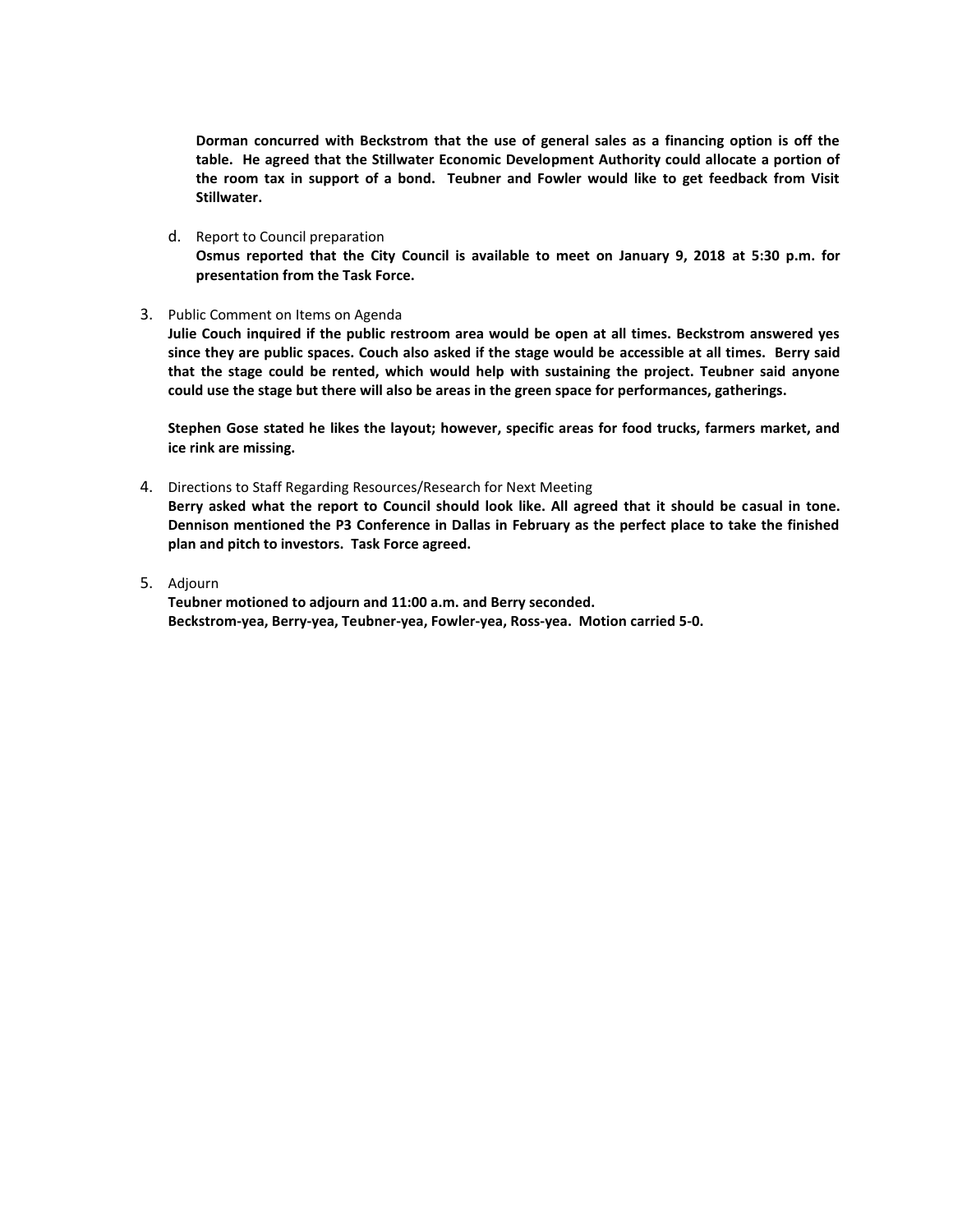**Dorman concurred with Beckstrom that the use of general sales as a financing option is off the table. He agreed that the Stillwater Economic Development Authority could allocate a portion of the room tax in support of a bond. Teubner and Fowler would like to get feedback from Visit Stillwater.**

d. Report to Council preparation
**Osmus reported that the City Council is available to meet on January 9, 2018 at 5:30 p.m. for presentation from the Task Force.**

3. Public Comment on Items on Agenda
**Julie Couch inquired if the public restroom area would be open at all times. Beckstrom answered yes since they are public spaces. Couch also asked if the stage would be accessible at all times. Berry said that the stage could be rented, which would help with sustaining the project. Teubner said anyone could use the stage but there will also be areas in the green space for performances, gatherings.**

**Stephen Gose stated he likes the layout; however, specific areas for food trucks, farmers market, and ice rink are missing.**

4. Directions to Staff Regarding Resources/Research for Next Meeting
**Berry asked what the report to Council should look like. All agreed that it should be casual in tone. Dennison mentioned the P3 Conference in Dallas in February as the perfect place to take the finished plan and pitch to investors. Task Force agreed.**

5. Adjourn
**Teubner motioned to adjourn and 11:00 a.m. and Berry seconded.**
**Beckstrom-yea, Berry-yea, Teubner-yea, Fowler-yea, Ross-yea. Motion carried 5-0.**